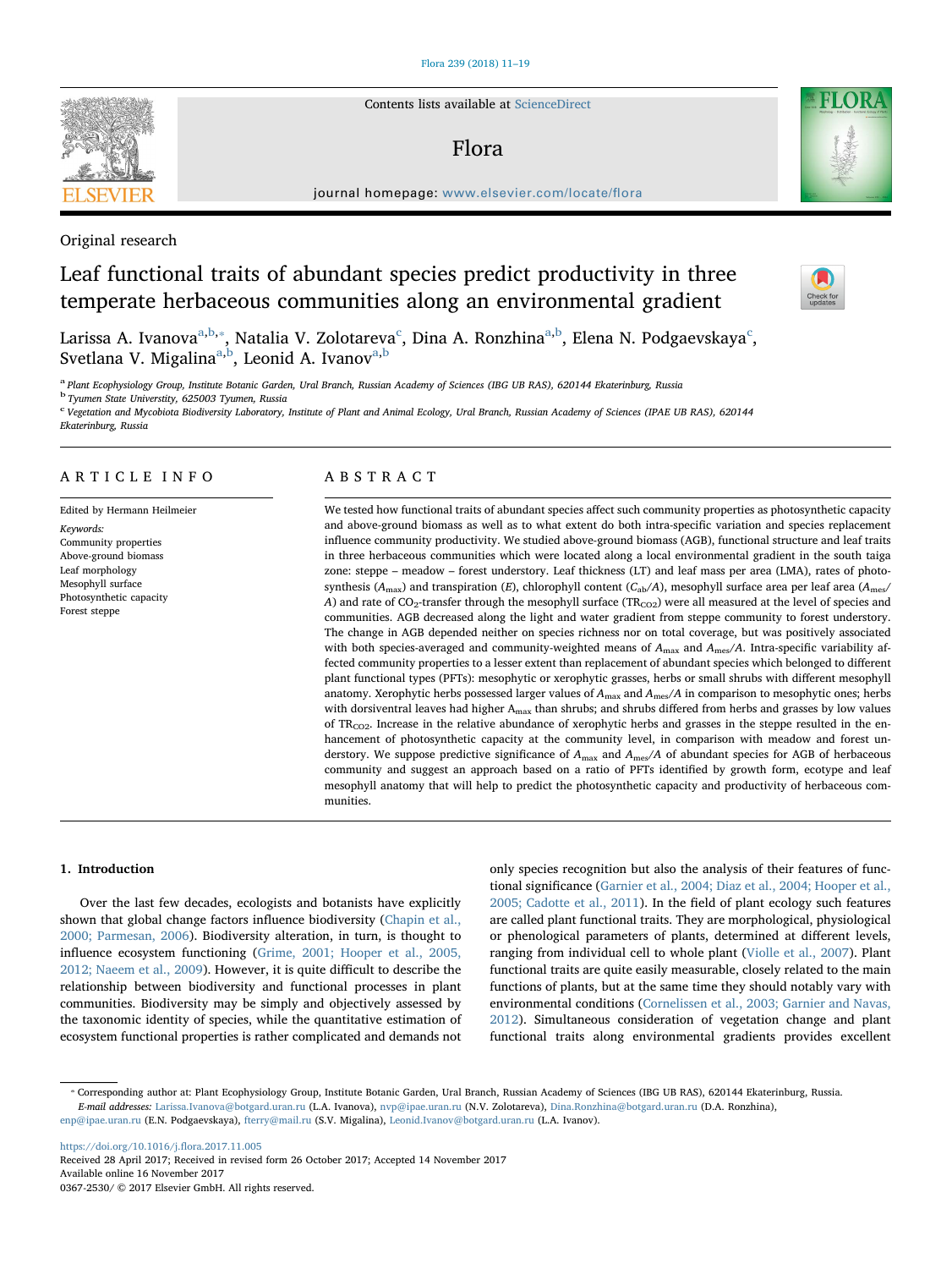Original research

# Leaf functional traits of abundant species predict productivity in three temperate herbaceous communities along an environmental gradient

Larissa A. Ivanova[a,b,*], Natalia V. Zolotareva[c], Dina A. Ronzhina[a,b], Elena N. Podgaevskaya[c], Svetlana V. Migalina[a,b], Leonid A. Ivanov[a,b]

[a] Plant Ecophysiology Group, Institute Botanic Garden, Ural Branch, Russian Academy of Sciences (IBG UB RAS), 620144 Ekaterinburg, Russia
[b] Tyumen State University, 625003 Tyumen, Russia
[c] Vegetation and Mycobiota Biodiversity Laboratory, Institute of Plant and Animal Ecology, Ural Branch, Russian Academy of Sciences (IPAE UB RAS), 620144 Ekaterinburg, Russia

## ARTICLE INFO

Edited by Hermann Heilmeier

*Keywords:*
Community properties
Above-ground biomass
Leaf morphology
Mesophyll surface
Photosynthetic capacity
Forest steppe

## ABSTRACT

We tested how functional traits of abundant species affect such community properties as photosynthetic capacity and above-ground biomass as well as to what extent do both intra-specific variation and species replacement influence community productivity. We studied above-ground biomass (AGB), functional structure and leaf traits in three herbaceous communities which were located along a local environmental gradient in the south taiga zone: steppe – meadow – forest understory. Leaf thickness (LT) and leaf mass per area (LMA), rates of photosynthesis ($A_{max}$) and transpiration ($E$), chlorophyll content ($C_{ab}/A$), mesophyll surface area per leaf area ($A_{mes}/A$) and rate of $CO_2$-transfer through the mesophyll surface ($TR_{CO2}$) were all measured at the level of species and communities. AGB decreased along the light and water gradient from steppe community to forest understory. The change in AGB depended neither on species richness nor on total coverage, but was positively associated with both species-averaged and community-weighted means of $A_{max}$ and $A_{mes}/A$. Intra-specific variability affected community properties to a lesser extent than replacement of abundant species which belonged to different plant functional types (PFTs): mesophytic or xerophytic grasses, herbs or small shrubs with different mesophyll anatomy. Xerophytic herbs possessed larger values of $A_{max}$ and $A_{mes}/A$ in comparison to mesophytic ones; herbs with dorsiventral leaves had higher $A_{max}$ than shrubs; and shrubs differed from herbs and grasses by low values of $TR_{CO2}$. Increase in the relative abundance of xerophytic herbs and grasses in the steppe resulted in the enhancement of photosynthetic capacity at the community level, in comparison with meadow and forest understory. We suppose predictive significance of $A_{max}$ and $A_{mes}/A$ of abundant species for AGB of herbaceous community and suggest an approach based on a ratio of PFTs identified by growth form, ecotype and leaf mesophyll anatomy that will help to predict the photosynthetic capacity and productivity of herbaceous communities.

## 1. Introduction

Over the last few decades, ecologists and botanists have explicitly shown that global change factors influence biodiversity (Chapin et al., 2000; Parmesan, 2006). Biodiversity alteration, in turn, is thought to influence ecosystem functioning (Grime, 2001; Hooper et al., 2005, 2012; Naeem et al., 2009). However, it is quite difficult to describe the relationship between biodiversity and functional processes in plant communities. Biodiversity may be simply and objectively assessed by the taxonomic identity of species, while the quantitative estimation of ecosystem functional properties is rather complicated and demands not only species recognition but also the analysis of their features of functional significance (Garnier et al., 2004; Diaz et al., 2004; Hooper et al., 2005; Cadotte et al., 2011). In the field of plant ecology such features are called plant functional traits. They are morphological, physiological or phenological parameters of plants, determined at different levels, ranging from individual cell to whole plant (Violle et al., 2007). Plant functional traits are quite easily measurable, closely related to the main functions of plants, but at the same time they should notably vary with environmental conditions (Cornelissen et al., 2003; Garnier and Navas, 2012). Simultaneous consideration of vegetation change and plant functional traits along environmental gradients provides excellent

* Corresponding author at: Plant Ecophysiology Group, Institute Botanic Garden, Ural Branch, Russian Academy of Sciences (IBG UB RAS), 620144 Ekaterinburg, Russia.
*E-mail addresses:* Larissa.Ivanova@botgard.uran.ru (L.A. Ivanova), nvp@ipae.uran.ru (N.V. Zolotareva), Dina.Ronzhina@botgard.uran.ru (D.A. Ronzhina), enp@ipae.uran.ru (E.N. Podgaevskaya), fterry@mail.ru (S.V. Migalina), Leonid.Ivanov@botgard.uran.ru (L.A. Ivanov).

https://doi.org/10.1016/j.flora.2017.11.005
Received 28 April 2017; Received in revised form 26 October 2017; Accepted 14 November 2017
Available online 16 November 2017
0367-2530/ © 2017 Elsevier GmbH. All rights reserved.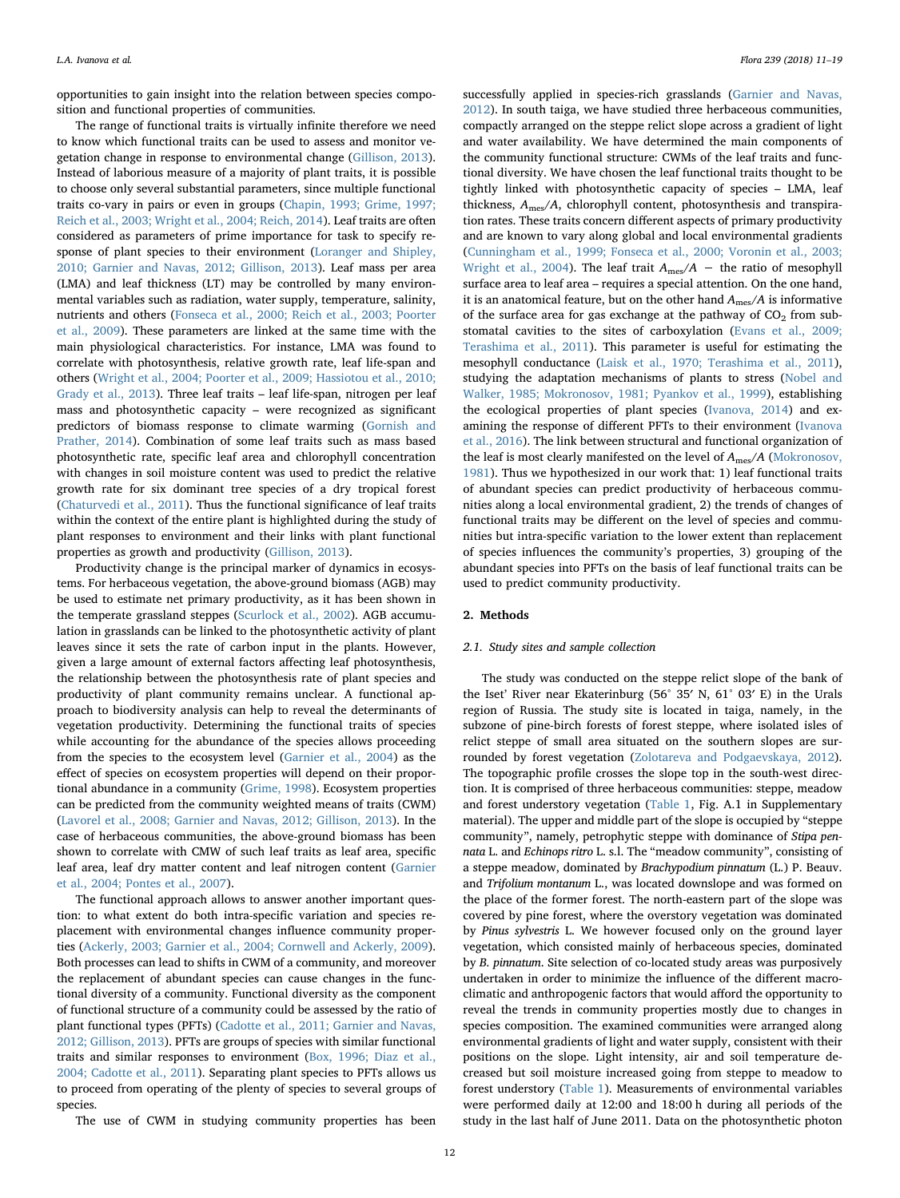opportunities to gain insight into the relation between species composition and functional properties of communities.

The range of functional traits is virtually infinite therefore we need to know which functional traits can be used to assess and monitor vegetation change in response to environmental change (Gillison, 2013). Instead of laborious measure of a majority of plant traits, it is possible to choose only several substantial parameters, since multiple functional traits co-vary in pairs or even in groups (Chapin, 1993; Grime, 1997; Reich et al., 2003; Wright et al., 2004; Reich, 2014). Leaf traits are often considered as parameters of prime importance for task to specify response of plant species to their environment (Loranger and Shipley, 2010; Garnier and Navas, 2012; Gillison, 2013). Leaf mass per area (LMA) and leaf thickness (LT) may be controlled by many environmental variables such as radiation, water supply, temperature, salinity, nutrients and others (Fonseca et al., 2000; Reich et al., 2003; Poorter et al., 2009). These parameters are linked at the same time with the main physiological characteristics. For instance, LMA was found to correlate with photosynthesis, relative growth rate, leaf life-span and others (Wright et al., 2004; Poorter et al., 2009; Hassiotou et al., 2010; Grady et al., 2013). Three leaf traits – leaf life-span, nitrogen per leaf mass and photosynthetic capacity – were recognized as significant predictors of biomass response to climate warming (Gornish and Prather, 2014). Combination of some leaf traits such as mass based photosynthetic rate, specific leaf area and chlorophyll concentration with changes in soil moisture content was used to predict the relative growth rate for six dominant tree species of a dry tropical forest (Chaturvedi et al., 2011). Thus the functional significance of leaf traits within the context of the entire plant is highlighted during the study of plant responses to environment and their links with plant functional properties as growth and productivity (Gillison, 2013).

Productivity change is the principal marker of dynamics in ecosystems. For herbaceous vegetation, the above-ground biomass (AGB) may be used to estimate net primary productivity, as it has been shown in the temperate grassland steppes (Scurlock et al., 2002). AGB accumulation in grasslands can be linked to the photosynthetic activity of plant leaves since it sets the rate of carbon input in the plants. However, given a large amount of external factors affecting leaf photosynthesis, the relationship between the photosynthesis rate of plant species and productivity of plant community remains unclear. A functional approach to biodiversity analysis can help to reveal the determinants of vegetation productivity. Determining the functional traits of species while accounting for the abundance of the species allows proceeding from the species to the ecosystem level (Garnier et al., 2004) as the effect of species on ecosystem properties will depend on their proportional abundance in a community (Grime, 1998). Ecosystem properties can be predicted from the community weighted means of traits (CWM) (Lavorel et al., 2008; Garnier and Navas, 2012; Gillison, 2013). In the case of herbaceous communities, the above-ground biomass has been shown to correlate with CMW of such leaf traits as leaf area, specific leaf area, leaf dry matter content and leaf nitrogen content (Garnier et al., 2004; Pontes et al., 2007).

The functional approach allows to answer another important question: to what extent do both intra-specific variation and species replacement with environmental changes influence community properties (Ackerly, 2003; Garnier et al., 2004; Cornwell and Ackerly, 2009). Both processes can lead to shifts in CWM of a community, and moreover the replacement of abundant species can cause changes in the functional diversity of a community. Functional diversity as the component of functional structure of a community could be assessed by the ratio of plant functional types (PFTs) (Cadotte et al., 2011; Garnier and Navas, 2012; Gillison, 2013). PFTs are groups of species with similar functional traits and similar responses to environment (Box, 1996; Diaz et al., 2004; Cadotte et al., 2011). Separating plant species to PFTs allows us to proceed from operating of the plenty of species to several groups of species.

The use of CWM in studying community properties has been successfully applied in species-rich grasslands (Garnier and Navas, 2012). In south taiga, we have studied three herbaceous communities, compactly arranged on the steppe relict slope across a gradient of light and water availability. We have determined the main components of the community functional structure: CWMs of the leaf traits and functional diversity. We have chosen the leaf functional traits thought to be tightly linked with photosynthetic capacity of species – LMA, leaf thickness, $A_{mes}/A$, chlorophyll content, photosynthesis and transpiration rates. These traits concern different aspects of primary productivity and are known to vary along global and local environmental gradients (Cunningham et al., 1999; Fonseca et al., 2000; Voronin et al., 2003; Wright et al., 2004). The leaf trait $A_{mes}/A$ − the ratio of mesophyll surface area to leaf area – requires a special attention. On the one hand, it is an anatomical feature, but on the other hand $A_{mes}/A$ is informative of the surface area for gas exchange at the pathway of $CO_2$ from substomatal cavities to the sites of carboxylation (Evans et al., 2009; Terashima et al., 2011). This parameter is useful for estimating the mesophyll conductance (Laisk et al., 1970; Terashima et al., 2011), studying the adaptation mechanisms of plants to stress (Nobel and Walker, 1985; Mokronosov, 1981; Pyankov et al., 1999), establishing the ecological properties of plant species (Ivanova, 2014) and examining the response of different PFTs to their environment (Ivanova et al., 2016). The link between structural and functional organization of the leaf is most clearly manifested on the level of $A_{mes}/A$ (Mokronosov, 1981). Thus we hypothesized in our work that: 1) leaf functional traits of abundant species can predict productivity of herbaceous communities along a local environmental gradient, 2) the trends of changes of functional traits may be different on the level of species and communities but intra-specific variation to the lower extent than replacement of species influences the community's properties, 3) grouping of the abundant species into PFTs on the basis of leaf functional traits can be used to predict community productivity.

## 2. Methods

### 2.1. Study sites and sample collection

The study was conducted on the steppe relict slope of the bank of the Iset' River near Ekaterinburg (56° 35′ N, 61° 03′ E) in the Urals region of Russia. The study site is located in taiga, namely, in the subzone of pine-birch forests of forest steppe, where isolated isles of relict steppe of small area situated on the southern slopes are surrounded by forest vegetation (Zolotareva and Podgaevskaya, 2012). The topographic profile crosses the slope top in the south-west direction. It is comprised of three herbaceous communities: steppe, meadow and forest understory vegetation (Table 1, Fig. A.1 in Supplementary material). The upper and middle part of the slope is occupied by "steppe community", namely, petrophytic steppe with dominance of *Stipa pennata* L. and *Echinops ritro* L. s.l. The "meadow community", consisting of a steppe meadow, dominated by *Brachypodium pinnatum* (L.) P. Beauv. and *Trifolium montanum* L., was located downslope and was formed on the place of the former forest. The north-eastern part of the slope was covered by pine forest, where the overstory vegetation was dominated by *Pinus sylvestris* L. We however focused only on the ground layer vegetation, which consisted mainly of herbaceous species, dominated by *B. pinnatum*. Site selection of co-located study areas was purposively undertaken in order to minimize the influence of the different macro-climatic and anthropogenic factors that would afford the opportunity to reveal the trends in community properties mostly due to changes in species composition. The examined communities were arranged along environmental gradients of light and water supply, consistent with their positions on the slope. Light intensity, air and soil temperature decreased but soil moisture increased going from steppe to meadow to forest understory (Table 1). Measurements of environmental variables were performed daily at 12:00 and 18:00 h during all periods of the study in the last half of June 2011. Data on the photosynthetic photon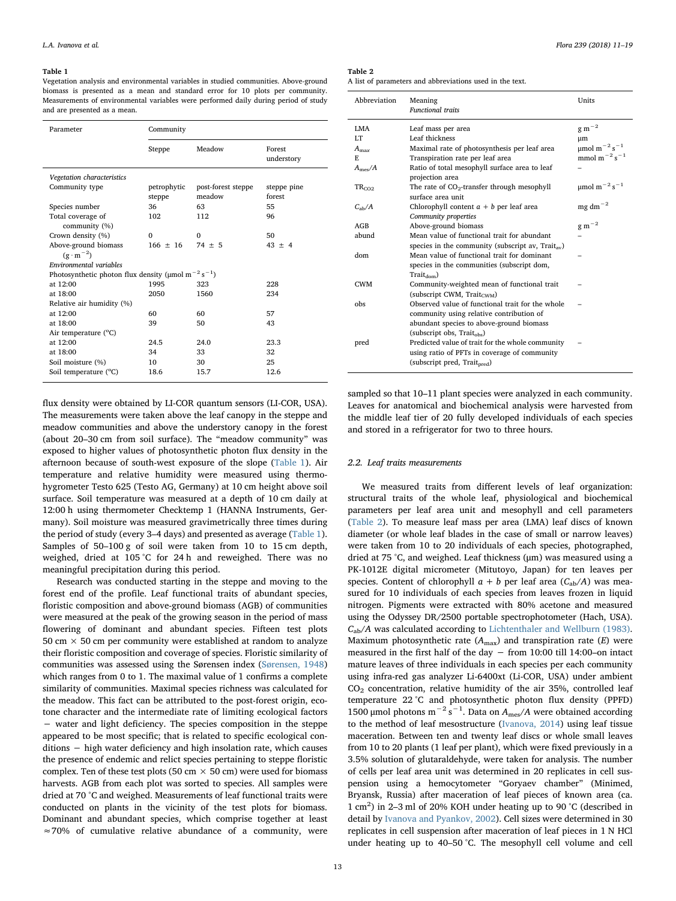**Table 1**
Vegetation analysis and environmental variables in studied communities. Above-ground biomass is presented as a mean and standard error for 10 plots per community. Measurements of environmental variables were performed daily during period of study and are presented as a mean.

| Parameter | Community | | |
|---|---|---|---|
| | Steppe | Meadow | Forest understory |
| *Vegetation characteristics* | | | |
| Community type | petrophytic steppe | post-forest steppe meadow | steppe pine forest |
| Species number | 36 | 63 | 55 |
| Total coverage of community (%) | 102 | 112 | 96 |
| Crown density (%) | 0 | 0 | 50 |
| Above-ground biomass ($g \cdot m^{-2}$) | 166 ± 16 | 74 ± 5 | 43 ± 4 |
| *Environmental variables* | | | |
| Photosynthetic photon flux density ($\mu mol\ m^{-2}\ s^{-1}$) | | | |
| at 12:00 | 1995 | 323 | 228 |
| at 18:00 | 2050 | 1560 | 234 |
| Relative air humidity (%) | | | |
| at 12:00 | 60 | 60 | 57 |
| at 18:00 | 39 | 50 | 43 |
| Air temperature (°C) | | | |
| at 12:00 | 24.5 | 24.0 | 23.3 |
| at 18:00 | 34 | 33 | 32 |
| Soil moisture (%) | 10 | 30 | 25 |
| Soil temperature (°C) | 18.6 | 15.7 | 12.6 |

flux density were obtained by LI-COR quantum sensors (LI-COR, USA). The measurements were taken above the leaf canopy in the steppe and meadow communities and above the understory canopy in the forest (about 20–30 cm from soil surface). The "meadow community" was exposed to higher values of photosynthetic photon flux density in the afternoon because of south-west exposure of the slope (Table 1). Air temperature and relative humidity were measured using thermo-hygrometer Testo 625 (Testo AG, Germany) at 10 cm height above soil surface. Soil temperature was measured at a depth of 10 cm daily at 12:00 h using thermometer Checktemp 1 (HANNA Instruments, Germany). Soil moisture was measured gravimetrically three times during the period of study (every 3–4 days) and presented as average (Table 1). Samples of 50–100 g of soil were taken from 10 to 15 cm depth, weighed, dried at 105 °C for 24 h and reweighed. There was no meaningful precipitation during this period.

Research was conducted starting in the steppe and moving to the forest end of the profile. Leaf functional traits of abundant species, floristic composition and above-ground biomass (AGB) of communities were measured at the peak of the growing season in the period of mass flowering of dominant and abundant species. Fifteen test plots 50 cm × 50 cm per community were established at random to analyze their floristic composition and coverage of species. Floristic similarity of communities was assessed using the Sørensen index (Sørensen, 1948) which ranges from 0 to 1. The maximal value of 1 confirms a complete similarity of communities. Maximal species richness was calculated for the meadow. This fact can be attributed to the post-forest origin, ecotone character and the intermediate rate of limiting ecological factors − water and light deficiency. The species composition in the steppe appeared to be most specific; that is related to specific ecological conditions − high water deficiency and high insolation rate, which causes the presence of endemic and relict species pertaining to steppe floristic complex. Ten of these test plots (50 cm × 50 cm) were used for biomass harvests. AGB from each plot was sorted to species. All samples were dried at 70 °C and weighed. Measurements of leaf functional traits were conducted on plants in the vicinity of the test plots for biomass. Dominant and abundant species, which comprise together at least ≈70% of cumulative relative abundance of a community, were sampled so that 10–11 plant species were analyzed in each community. Leaves for anatomical and biochemical analysis were harvested from the middle leaf tier of 20 fully developed individuals of each species and stored in a refrigerator for two to three hours.

**Table 2**
A list of parameters and abbreviations used in the text.

| Abbreviation | Meaning | Units |
|---|---|---|
| | *Functional traits* | |
| LMA | Leaf mass per area | $g\ m^{-2}$ |
| LT | Leaf thickness | μm |
| $A_{max}$ | Maximal rate of photosynthesis per leaf area | $\mu mol\ m^{-2}\ s^{-1}$ |
| E | Transpiration rate per leaf area | $mmol\ m^{-2}\ s^{-1}$ |
| $A_{mes}/A$ | Ratio of total mesophyll surface area to leaf projection area | – |
| $TR_{CO2}$ | The rate of $CO_2$-transfer through mesophyll surface area unit | $\mu mol\ m^{-2}\ s^{-1}$ |
| $C_{ab}/A$ | Chlorophyll content $a + b$ per leaf area | $mg\ dm^{-2}$ |
| | *Community properties* | |
| AGB | Above-ground biomass | $g\ m^{-2}$ |
| abund | Mean value of functional trait for abundant species in the community (subscript av, $Trait_{av}$) | – |
| dom | Mean value of functional trait for dominant species in the communities (subscript dom, $Trait_{dom}$) | – |
| CWM | Community-weighted mean of functional trait (subscript CWM, $Trait_{CWM}$) | – |
| obs | Observed value of functional trait for the whole community using relative contribution of abundant species to above-ground biomass (subscript obs, $Trait_{obs}$) | – |
| pred | Predicted value of trait for the whole community using ratio of PFTs in coverage of community (subscript pred, $Trait_{pred}$) | – |

### 2.2. Leaf traits measurements

We measured traits from different levels of leaf organization: structural traits of the whole leaf, physiological and biochemical parameters per leaf area unit and mesophyll and cell parameters (Table 2). To measure leaf mass per area (LMA) leaf discs of known diameter (or whole leaf blades in the case of small or narrow leaves) were taken from 10 to 20 individuals of each species, photographed, dried at 75 °C, and weighed. Leaf thickness (μm) was measured using a PK-1012E digital micrometer (Mitutoyo, Japan) for ten leaves per species. Content of chlorophyll $a + b$ per leaf area ($C_{ab}/A$) was measured for 10 individuals of each species from leaves frozen in liquid nitrogen. Pigments were extracted with 80% acetone and measured using the Odyssey DR/2500 portable spectrophotometer (Hach, USA). $C_{ab}/A$ was calculated according to Lichtenthaler and Wellburn (1983). Maximum photosynthetic rate ($A_{max}$) and transpiration rate ($E$) were measured in the first half of the day − from 10:00 till 14:00–on intact mature leaves of three individuals in each species per each community using infra-red gas analyzer Li-6400xt (Li-COR, USA) under ambient $CO_2$ concentration, relative humidity of the air 35%, controlled leaf temperature 22 °C and photosynthetic photon flux density (PPFD) 1500 μmol photons $m^{-2}\ s^{-1}$. Data on $A_{mes}/A$ were obtained according to the method of leaf mesostructure (Ivanova, 2014) using leaf tissue maceration. Between ten and twenty leaf discs or whole small leaves from 10 to 20 plants (1 leaf per plant), which were fixed previously in a 3.5% solution of glutaraldehyde, were taken for analysis. The number of cells per leaf area unit was determined in 20 replicates in cell suspension using a hemocytometer "Goryaev chamber" (Minimed, Bryansk, Russia) after maceration of leaf pieces of known area (ca. 1 $cm^2$) in 2–3 ml of 20% KOH under heating up to 90 °C (described in detail by Ivanova and Pyankov, 2002). Cell sizes were determined in 30 replicates in cell suspension after maceration of leaf pieces in 1 N HCl under heating up to 40–50 °C. The mesophyll cell volume and cell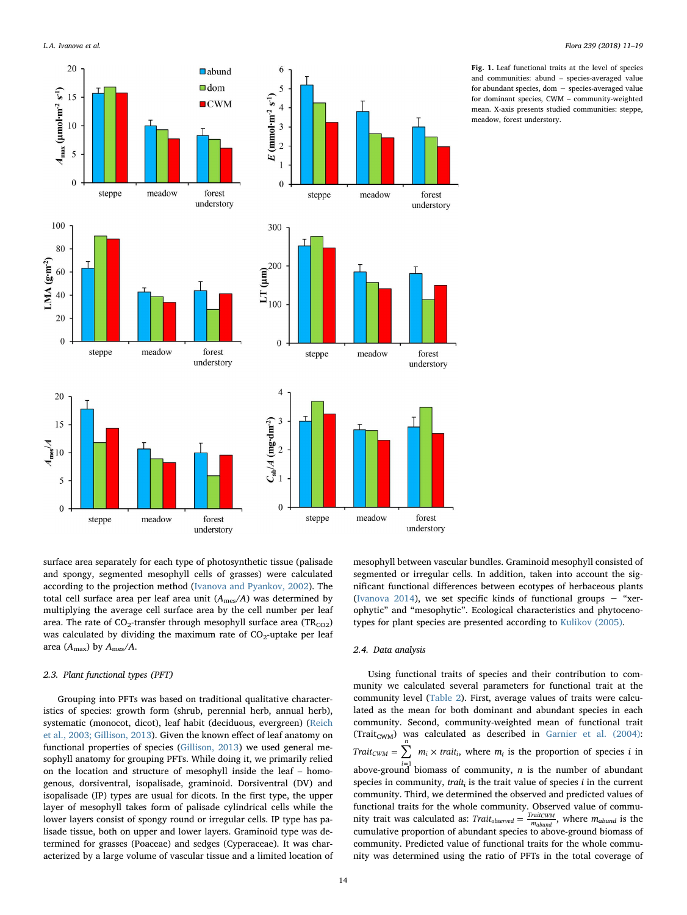**Fig. 1.** Leaf functional traits at the level of species and communities: abund – species-averaged value for abundant species, dom – species-averaged value for dominant species, CWM – community-weighted mean. X-axis presents studied communities: steppe, meadow, forest understory.

surface area separately for each type of photosynthetic tissue (palisade and spongy, segmented mesophyll cells of grasses) were calculated according to the projection method (Ivanova and Pyankov, 2002). The total cell surface area per leaf area unit ($A_{mes}/A$) was determined by multiplying the average cell surface area by the cell number per leaf area. The rate of $CO_2$-transfer through mesophyll surface area ($TR_{CO2}$) was calculated by dividing the maximum rate of $CO_2$-uptake per leaf area ($A_{max}$) by $A_{mes}/A$.

### 2.3. Plant functional types (PFT)

Grouping into PFTs was based on traditional qualitative characteristics of species: growth form (shrub, perennial herb, annual herb), systematic (monocot, dicot), leaf habit (deciduous, evergreen) (Reich et al., 2003; Gillison, 2013). Given the known effect of leaf anatomy on functional properties of species (Gillison, 2013) we used general mesophyll anatomy for grouping PFTs. While doing it, we primarily relied on the location and structure of mesophyll inside the leaf – homogenous, dorsiventral, isopalisade, graminoid. Dorsiventral (DV) and isopalisade (IP) types are usual for dicots. In the first type, the upper layer of mesophyll takes form of palisade cylindrical cells while the lower layers consist of spongy round or irregular cells. IP type has palisade tissue, both on upper and lower layers. Graminoid type was determined for grasses (Poaceae) and sedges (Cyperaceae). It was characterized by a large volume of vascular tissue and a limited location of mesophyll between vascular bundles. Graminoid mesophyll consisted of segmented or irregular cells. In addition, taken into account the significant functional differences between ecotypes of herbaceous plants (Ivanova 2014), we set specific kinds of functional groups – "xerophytic" and "mesophytic". Ecological characteristics and phytocenotypes for plant species are presented according to Kulikov (2005).

### 2.4. Data analysis

Using functional traits of species and their contribution to community we calculated several parameters for functional trait at the community level (Table 2). First, average values of traits were calculated as the mean for both dominant and abundant species in each community. Second, community-weighted mean of functional trait ($Trait_{CWM}$) was calculated as described in Garnier et al. (2004): $Trait_{CWM} = \sum_{i=1}^{n} m_i \times trait_i$, where $m_i$ is the proportion of species $i$ in above-ground biomass of community, $n$ is the number of abundant species in community, $trait_i$ is the trait value of species $i$ in the current community. Third, we determined the observed and predicted values of functional traits for the whole community. Observed value of community trait was calculated as: $Trait_{observed} = \frac{Trait_{CWM}}{m_{abund}}$, where $m_{abund}$ is the cumulative proportion of abundant species to above-ground biomass of community. Predicted value of functional traits for the whole community was determined using the ratio of PFTs in the total coverage of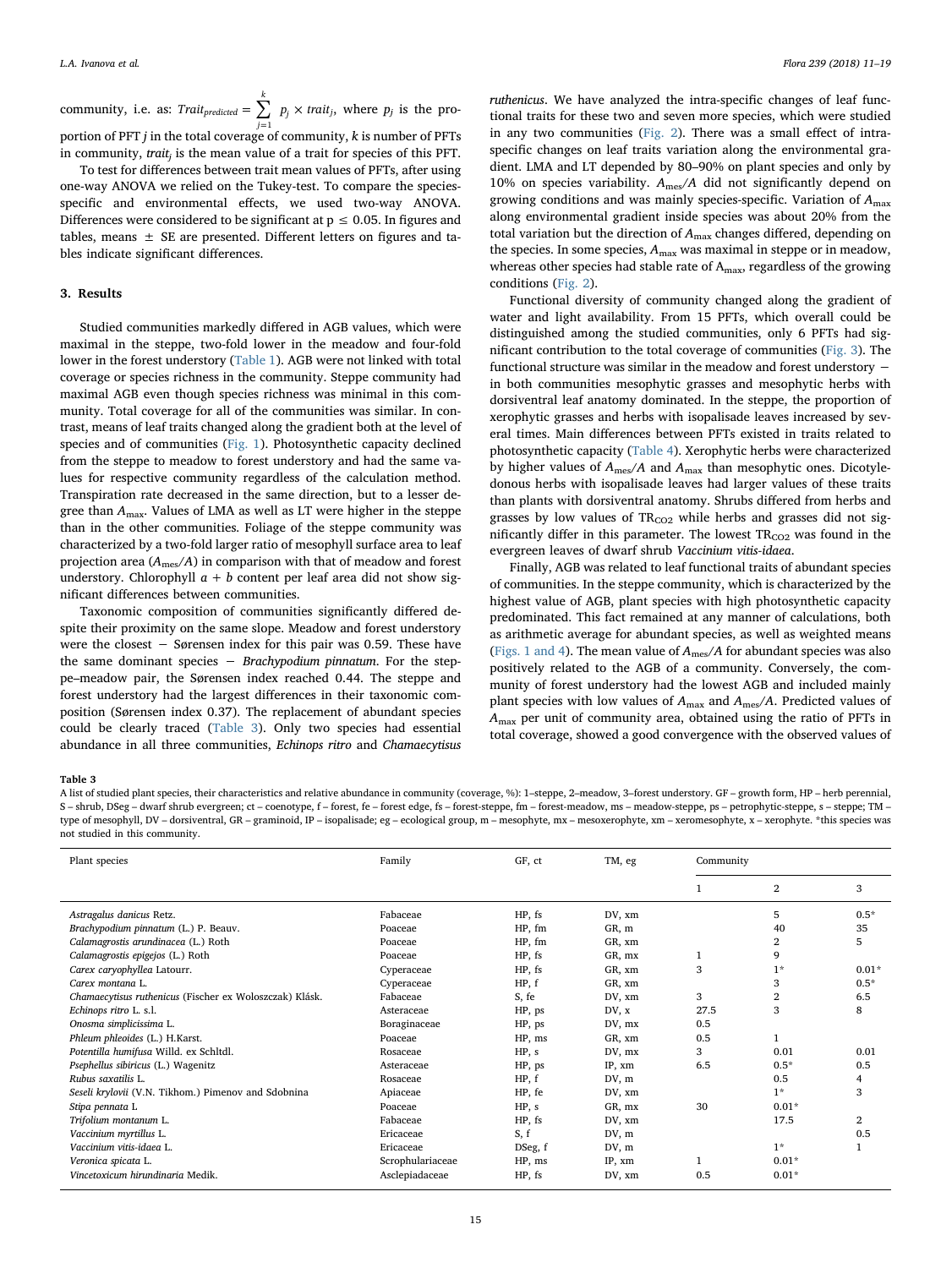community, i.e. as: $Trait_{predicted} = \sum_{j=1}^{k} p_j \times trait_j$, where $p_j$ is the proportion of PFT $j$ in the total coverage of community, $k$ is number of PFTs in community, $trait_j$ is the mean value of a trait for species of this PFT.

To test for differences between trait mean values of PFTs, after using one-way ANOVA we relied on the Tukey-test. To compare the species-specific and environmental effects, we used two-way ANOVA. Differences were considered to be significant at $p \leq 0.05$. In figures and tables, means ± SE are presented. Different letters on figures and tables indicate significant differences.

## 3. Results

Studied communities markedly differed in AGB values, which were maximal in the steppe, two-fold lower in the meadow and four-fold lower in the forest understory (Table 1). AGB were not linked with total coverage or species richness in the community. Steppe community had maximal AGB even though species richness was minimal in this community. Total coverage for all of the communities was similar. In contrast, means of leaf traits changed along the gradient both at the level of species and of communities (Fig. 1). Photosynthetic capacity declined from the steppe to meadow to forest understory and had the same values for respective community regardless of the calculation method. Transpiration rate decreased in the same direction, but to a lesser degree than $A_{max}$. Values of LMA as well as LT were higher in the steppe than in the other communities. Foliage of the steppe community was characterized by a two-fold larger ratio of mesophyll surface area to leaf projection area ($A_{mes}/A$) in comparison with that of meadow and forest understory. Chlorophyll $a + b$ content per leaf area did not show significant differences between communities.

Taxonomic composition of communities significantly differed despite their proximity on the same slope. Meadow and forest understory were the closest − Sørensen index for this pair was 0.59. These have the same dominant species − *Brachypodium pinnatum*. For the steppe–meadow pair, the Sørensen index reached 0.44. The steppe and forest understory had the largest differences in their taxonomic composition (Sørensen index 0.37). The replacement of abundant species could be clearly traced (Table 3). Only two species had essential abundance in all three communities, *Echinops ritro* and *Chamaecytisus ruthenicus*. We have analyzed the intra-specific changes of leaf functional traits for these two and seven more species, which were studied in any two communities (Fig. 2). There was a small effect of intra-specific changes on leaf traits variation along the environmental gradient. LMA and LT depended by 80–90% on plant species and only by 10% on species variability. $A_{mes}/A$ did not significantly depend on growing conditions and was mainly species-specific. Variation of $A_{max}$ along environmental gradient inside species was about 20% from the total variation but the direction of $A_{max}$ changes differed, depending on the species. In some species, $A_{max}$ was maximal in steppe or in meadow, whereas other species had stable rate of $A_{max}$, regardless of the growing conditions (Fig. 2).

Functional diversity of community changed along the gradient of water and light availability. From 15 PFTs, which overall could be distinguished among the studied communities, only 6 PFTs had significant contribution to the total coverage of communities (Fig. 3). The functional structure was similar in the meadow and forest understory − in both communities mesophytic grasses and mesophytic herbs with dorsiventral leaf anatomy dominated. In the steppe, the proportion of xerophytic grasses and herbs with isopalisade leaves increased by several times. Main differences between PFTs existed in traits related to photosynthetic capacity (Table 4). Xerophytic herbs were characterized by higher values of $A_{mes}/A$ and $A_{max}$ than mesophytic ones. Dicotyledonous herbs with isopalisade leaves had larger values of these traits than plants with dorsiventral anatomy. Shrubs differed from herbs and grasses by low values of $TR_{CO_2}$ while herbs and grasses did not significantly differ in this parameter. The lowest $TR_{CO_2}$ was found in the evergreen leaves of dwarf shrub *Vaccinium vitis-idaea*.

Finally, AGB was related to leaf functional traits of abundant species of communities. In the steppe community, which is characterized by the highest value of AGB, plant species with high photosynthetic capacity predominated. This fact remained at any manner of calculations, both as arithmetic average for abundant species, as well as weighted means (Figs. 1 and 4). The mean value of $A_{mes}/A$ for abundant species was also positively related to the AGB of a community. Conversely, the community of forest understory had the lowest AGB and included mainly plant species with low values of $A_{max}$ and $A_{mes}/A$. Predicted values of $A_{max}$ per unit of community area, obtained using the ratio of PFTs in total coverage, showed a good convergence with the observed values of

**Table 3**
A list of studied plant species, their characteristics and relative abundance in community (coverage, %): 1–steppe, 2–meadow, 3–forest understory. GF – growth form, HP – herb perennial, S – shrub, DSeg – dwarf shrub evergreen; ct – coenotype, f – forest, fe – forest edge, fs – forest-steppe, fm – forest-meadow, ms – meadow-steppe, ps – petrophytic-steppe, s – steppe; TM – type of mesophyll, DV – dorsiventral, GR – graminoid, IP – isopalisade; eg – ecological group, m – mesophyte, mx – mesoxerophyte, xm – xeromesophyte, x – xerophyte. *this species was not studied in this community.

| Plant species | Family | GF, ct | TM, eg | Community | | |
|---|---|---|---|---|---|---|
| | | | | 1 | 2 | 3 |
| *Astragalus danicus* Retz. | Fabaceae | HP, fs | DV, xm | | 5 | 0.5* |
| *Brachypodium pinnatum* (L.) P. Beauv. | Poaceae | HP, fm | GR, m | | 40 | 35 |
| *Calamagrostis arundinacea* (L.) Roth | Poaceae | HP, fm | GR, xm | | 2 | 5 |
| *Calamagrostis epigejos* (L.) Roth | Poaceae | HP, fs | GR, mx | 1 | 9 | |
| *Carex caryophyllea* Latourr. | Cyperaceae | HP, fs | GR, xm | 3 | 1* | 0.01* |
| *Carex montana* L. | Cyperaceae | HP, f | GR, xm | | 3 | 0.5* |
| *Chamaecytisus ruthenicus* (Fischer ex Woloszczak) Klásk. | Fabaceae | S, fe | DV, xm | 3 | 2 | 6.5 |
| *Echinops ritro* L. s.l. | Asteraceae | HP, ps | DV, x | 27.5 | 3 | 8 |
| *Onosma simplicissima* L. | Boraginaceae | HP, ps | DV, mx | 0.5 | | |
| *Phleum phleoides* (L.) H.Karst. | Poaceae | HP, ms | GR, xm | 0.5 | 1 | |
| *Potentilla humifusa* Willd. ex Schltdl. | Rosaceae | HP, s | DV, mx | 3 | 0.01 | 0.01 |
| *Psephellus sibiricus* (L.) Wagenitz | Asteraceae | HP, ps | IP, xm | 6.5 | 0.5* | 0.5 |
| *Rubus saxatilis* L. | Rosaceae | HP, f | DV, m | | 0.5 | 4 |
| *Seseli krylovii* (V.N. Tikhom.) Pimenov and Sdobnina | Apiaceae | HP, fe | DV, xm | | 1* | 3 |
| *Stipa pennata* L | Poaceae | HP, s | GR, mx | 30 | 0.01* | |
| *Trifolium montanum* L. | Fabaceae | HP, fs | DV, xm | | 17.5 | 2 |
| *Vaccinium myrtillus* L. | Ericaceae | S, f | DV, m | | | 0.5 |
| *Vaccinium vitis-idaea* L. | Ericaceae | DSeg, f | DV, m | | 1* | 1 |
| *Veronica spicata* L. | Scrophulariaceae | HP, ms | IP, xm | 1 | 0.01* | |
| *Vincetoxicum hirundinaria* Medik. | Asclepiadaceae | HP, fs | DV, xm | 0.5 | 0.01* | |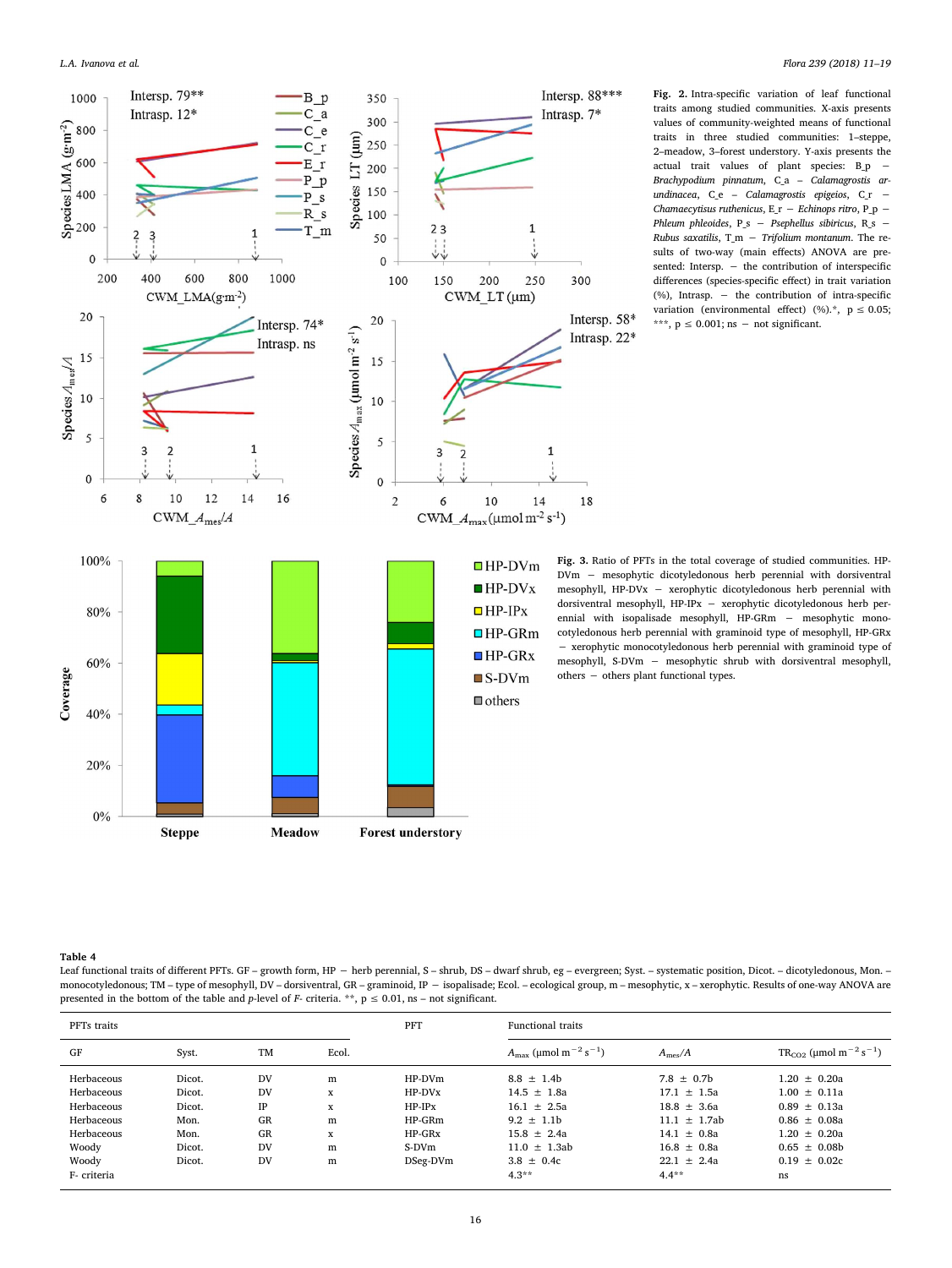**Fig. 2.** Intra-specific variation of leaf functional traits among studied communities. X-axis presents values of community-weighted means of functional traits in three studied communities: 1–steppe, 2–meadow, 3–forest understory. Y-axis presents the actual trait values of plant species: B_p – *Brachypodium pinnatum*, C_a – *Calamagrostis arundinacea*, C_e – *Calamagrostis epigeios*, C_r – *Chamaecytisus ruthenicus*, E_r – *Echinops ritro*, P_p – *Phleum phleoides*, P_s – *Psephellus sibiricus*, R_s – *Rubus saxatilis*, T_m – *Trifolium montanum*. The results of two-way (main effects) ANOVA are presented: Intersp. – the contribution of interspecific differences (species-specific effect) in trait variation (%), Intrasp. – the contribution of intra-specific variation (environmental effect) (%).*, $p \leq 0.05$; ***, $p \leq 0.001$; ns – not significant.

**Fig. 3.** Ratio of PFTs in the total coverage of studied communities. HP-DVm – mesophytic dicotyledonous herb perennial with dorsiventral mesophyll, HP-DVx – xerophytic dicotyledonous herb perennial with dorsiventral mesophyll, HP-IPx – xerophytic dicotyledonous herb perennial with isopalisade mesophyll, HP-GRm – mesophytic monocotyledonous herb perennial with graminoid type of mesophyll, HP-GRx – xerophytic monocotyledonous herb perennial with graminoid type of mesophyll, S-DVm – mesophytic shrub with dorsiventral mesophyll, others – others plant functional types.

**Table 4**
Leaf functional traits of different PFTs. GF – growth form, HP – herb perennial, S – shrub, DS – dwarf shrub, eg – evergreen; Syst. – systematic position, Dicot. – dicotyledonous, Mon. – monocotyledonous; TM – type of mesophyll, DV – dorsiventral, GR – graminoid, IP – isopalisade; Ecol. – ecological group, m – mesophytic, x – xerophytic. Results of one-way ANOVA are presented in the bottom of the table and *p*-level of *F*- criteria. **, $p \leq 0.01$, ns – not significant.

| PFTs traits | | | | PFT | Functional traits | | |
|---|---|---|---|---|---|---|---|
| GF | Syst. | TM | Ecol. | | $A_{max}$ ($\mu$mol m$^{-2}$ s$^{-1}$) | $A_{mes}/A$ | $TR_{CO2}$ ($\mu$mol m$^{-2}$ s$^{-1}$) |
| Herbaceous | Dicot. | DV | m | HP-DVm | 8.8 ± 1.4b | 7.8 ± 0.7b | 1.20 ± 0.20a |
| Herbaceous | Dicot. | DV | x | HP-DVx | 14.5 ± 1.8a | 17.1 ± 1.5a | 1.00 ± 0.11a |
| Herbaceous | Dicot. | IP | x | HP-IPx | 16.1 ± 2.5a | 18.8 ± 3.6a | 0.89 ± 0.13a |
| Herbaceous | Mon. | GR | m | HP-GRm | 9.2 ± 1.1b | 11.1 ± 1.7ab | 0.86 ± 0.08a |
| Herbaceous | Mon. | GR | x | HP-GRx | 15.8 ± 2.4a | 14.1 ± 0.8a | 1.20 ± 0.20a |
| Woody | Dicot. | DV | m | S-DVm | 11.0 ± 1.3ab | 16.8 ± 0.8a | 0.65 ± 0.08b |
| Woody | Dicot. | DV | m | DSeg-DVm | 3.8 ± 0.4c | 22.1 ± 2.4a | 0.19 ± 0.02c |
| F- criteria | | | | | 4.3** | 4.4** | ns |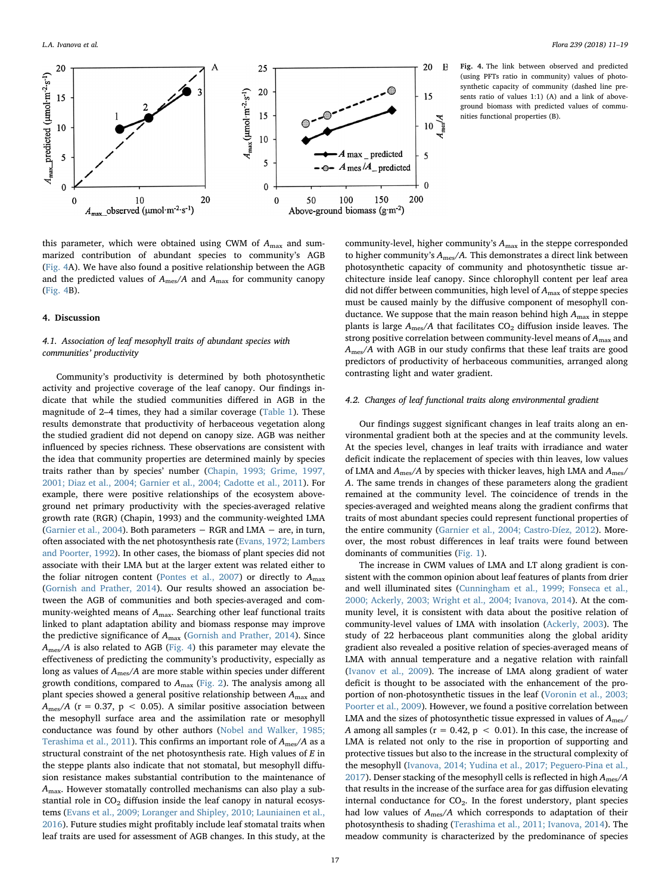Fig. 4. The link between observed and predicted (using PFTs ratio in community) values of photosynthetic capacity of community (dashed line presents ratio of values 1:1) (A) and a link of above-ground biomass with predicted values of communities functional properties (B).

this parameter, which were obtained using CWM of $A_{max}$ and summarized contribution of abundant species to community's AGB (Fig. 4A). We have also found a positive relationship between the AGB and the predicted values of $A_{mes}/A$ and $A_{max}$ for community canopy (Fig. 4B).

## 4. Discussion

### 4.1. Association of leaf mesophyll traits of abundant species with communities' productivity

Community's productivity is determined by both photosynthetic activity and projective coverage of the leaf canopy. Our findings indicate that while the studied communities differed in AGB in the magnitude of 2–4 times, they had a similar coverage (Table 1). These results demonstrate that productivity of herbaceous vegetation along the studied gradient did not depend on canopy size. AGB was neither influenced by species richness. These observations are consistent with the idea that community properties are determined mainly by species traits rather than by species' number (Chapin, 1993; Grime, 1997, 2001; Diaz et al., 2004; Garnier et al., 2004; Cadotte et al., 2011). For example, there were positive relationships of the ecosystem above-ground net primary productivity with the species-averaged relative growth rate (RGR) (Chapin, 1993) and the community-weighted LMA (Garnier et al., 2004). Both parameters − RGR and LMA − are, in turn, often associated with the net photosynthesis rate (Evans, 1972; Lambers and Poorter, 1992). In other cases, the biomass of plant species did not associate with their LMA but at the larger extent was related either to the foliar nitrogen content (Pontes et al., 2007) or directly to $A_{max}$ (Gornish and Prather, 2014). Our results showed an association between the AGB of communities and both species-averaged and community-weighted means of $A_{max}$. Searching other leaf functional traits linked to plant adaptation ability and biomass response may improve the predictive significance of $A_{max}$ (Gornish and Prather, 2014). Since $A_{mes}/A$ is also related to AGB (Fig. 4) this parameter may elevate the effectiveness of predicting the community's productivity, especially as long as values of $A_{mes}/A$ are more stable within species under different growth conditions, compared to $A_{max}$ (Fig. 2). The analysis among all plant species showed a general positive relationship between $A_{max}$ and $A_{mes}/A$ ($r = 0.37$, $p < 0.05$). A similar positive association between the mesophyll surface area and the assimilation rate or mesophyll conductance was found by other authors (Nobel and Walker, 1985; Terashima et al., 2011). This confirms an important role of $A_{mes}/A$ as a structural constraint of the net photosynthesis rate. High values of $E$ in the steppe plants also indicate that not stomatal, but mesophyll diffusion resistance makes substantial contribution to the maintenance of $A_{max}$. However stomatally controlled mechanisms can also play a substantial role in $CO_2$ diffusion inside the leaf canopy in natural ecosystems (Evans et al., 2009; Loranger and Shipley, 2010; Launiainen et al., 2016). Future studies might profitably include leaf stomatal traits when leaf traits are used for assessment of AGB changes. In this study, at the community-level, higher community's $A_{max}$ in the steppe corresponded to higher community's $A_{mes}/A$. This demonstrates a direct link between photosynthetic capacity of community and photosynthetic tissue architecture inside leaf canopy. Since chlorophyll content per leaf area did not differ between communities, high level of $A_{max}$ of steppe species must be caused mainly by the diffusive component of mesophyll conductance. We suppose that the main reason behind high $A_{max}$ in steppe plants is large $A_{mes}/A$ that facilitates $CO_2$ diffusion inside leaves. The strong positive correlation between community-level means of $A_{max}$ and $A_{mes}/A$ with AGB in our study confirms that these leaf traits are good predictors of productivity of herbaceous communities, arranged along contrasting light and water gradient.

### 4.2. Changes of leaf functional traits along environmental gradient

Our findings suggest significant changes in leaf traits along an environmental gradient both at the species and at the community levels. At the species level, changes in leaf traits with irradiance and water deficit indicate the replacement of species with thin leaves, low values of LMA and $A_{mes}/A$ by species with thicker leaves, high LMA and $A_{mes}/A$. The same trends in changes of these parameters along the gradient remained at the community level. The coincidence of trends in the species-averaged and weighted means along the gradient confirms that traits of most abundant species could represent functional properties of the entire community (Garnier et al., 2004; Castro-Díez, 2012). Moreover, the most robust differences in leaf traits were found between dominants of communities (Fig. 1).

The increase in CWM values of LMA and LT along gradient is consistent with the common opinion about leaf features of plants from drier and well illuminated sites (Cunningham et al., 1999; Fonseca et al., 2000; Ackerly, 2003; Wright et al., 2004; Ivanova, 2014). At the community level, it is consistent with data about the positive relation of community-level values of LMA with insolation (Ackerly, 2003). The study of 22 herbaceous plant communities along the global aridity gradient also revealed a positive relation of species-averaged means of LMA with annual temperature and a negative relation with rainfall (Ivanov et al., 2009). The increase of LMA along gradient of water deficit is thought to be associated with the enhancement of the proportion of non-photosynthetic tissues in the leaf (Voronin et al., 2003; Poorter et al., 2009). However, we found a positive correlation between LMA and the sizes of photosynthetic tissue expressed in values of $A_{mes}/A$ among all samples ($r = 0.42$, $p < 0.01$). In this case, the increase of LMA is related not only to the rise in proportion of supporting and protective tissues but also to the increase in the structural complexity of the mesophyll (Ivanova, 2014; Yudina et al., 2017; Peguero-Pina et al., 2017). Denser stacking of the mesophyll cells is reflected in high $A_{mes}/A$ that results in the increase of the surface area for gas diffusion elevating internal conductance for $CO_2$. In the forest understory, plant species had low values of $A_{mes}/A$ which corresponds to adaptation of their photosynthesis to shading (Terashima et al., 2011; Ivanova, 2014). The meadow community is characterized by the predominance of species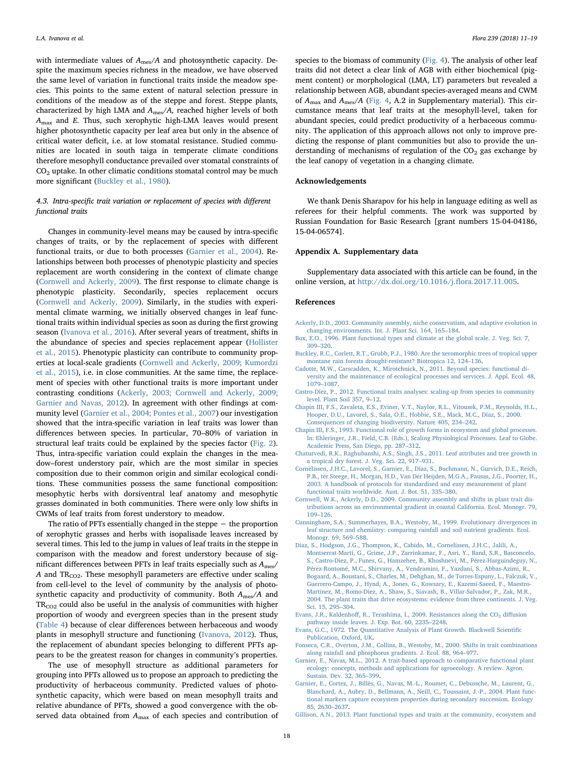with intermediate values of $A_{mes}/A$ and photosynthetic capacity. Despite the maximum species richness in the meadow, we have observed the same level of variation in functional traits inside the meadow species. This points to the same extent of natural selection pressure in conditions of the meadow as of the steppe and forest. Steppe plants, characterized by high LMA and $A_{mes}/A$, reached higher levels of both $A_{max}$ and $E$. Thus, such xerophytic high-LMA leaves would present higher photosynthetic capacity per leaf area but only in the absence of critical water deficit, i.e. at low stomatal resistance. Studied communities are located in south taiga in temperate climate conditions therefore mesophyll conductance prevailed over stomatal constraints of $CO_2$ uptake. In other climatic conditions stomatal control may be much more significant (Buckley et al., 1980).

### 4.3. Intra-specific trait variation or replacement of species with different functional traits

Changes in community-level means may be caused by intra-specific changes of traits, or by the replacement of species with different functional traits, or due to both processes (Garnier et al., 2004). Relationships between both processes of phenotypic plasticity and species replacement are worth considering in the context of climate change (Cornwell and Ackerly, 2009). The first response to climate change is phenotypic plasticity. Secondarily, species replacement occurs (Cornwell and Ackerly, 2009). Similarly, in the studies with experimental climate warming, we initially observed changes in leaf functional traits within individual species as soon as during the first growing season (Ivanova et al., 2016). After several years of treatment, shifts in the abundance of species and species replacement appear (Hollister et al., 2015). Phenotypic plasticity can contribute to community properties at local-scale gradients (Cornwell and Ackerly, 2009; Kumordzi et al., 2015), i.e. in close communities. At the same time, the replacement of species with other functional traits is more important under contrasting conditions (Ackerly, 2003; Cornwell and Ackerly, 2009; Garnier and Navas, 2012). In agreement with other findings at community level (Garnier et al., 2004; Pontes et al., 2007) our investigation showed that the intra-specific variation in leaf traits was lower than differences between species. In particular, 70–80% of variation in structural leaf traits could be explained by the species factor (Fig. 2). Thus, intra-specific variation could explain the changes in the meadow–forest understory pair, which are the most similar in species composition due to their common origin and similar ecological conditions. These communities possess the same functional composition: mesophytic herbs with dorsiventral leaf anatomy and mesophytic grasses dominated in both communities. There were only low shifts in CWMs of leaf traits from forest understory to meadow.

The ratio of PFTs essentially changed in the steppe − the proportion of xerophytic grasses and herbs with isopalisade leaves increased by several times. This led to the jump in values of leaf traits in the steppe in comparison with the meadow and forest understory because of significant differences between PFTs in leaf traits especially such as $A_{mes}/A$ and $TR_{CO2}$. These mesophyll parameters are effective under scaling from cell-level to the level of community by the analysis of photosynthetic capacity and productivity of community. Both $A_{mes}/A$ and $TR_{CO2}$ could also be useful in the analysis of communities with higher proportion of woody and evergreen species than in the present study (Table 4) because of clear differences between herbaceous and woody plants in mesophyll structure and functioning (Ivanova, 2012). Thus, the replacement of abundant species belonging to different PFTs appears to be the greatest reason for changes in community's properties.

The use of mesophyll structure as additional parameters for grouping into PFTs allowed us to propose an approach to predicting the productivity of herbaceous community. Predicted values of photosynthetic capacity, which were based on mean mesophyll traits and relative abundance of PFTs, showed a good convergence with the observed data obtained from $A_{max}$ of each species and contribution of species to the biomass of community (Fig. 4). The analysis of other leaf traits did not detect a clear link of AGB with either biochemical (pigment content) or morphological (LMA, LT) parameters but revealed a relationship between AGB, abundant species-averaged means and CWM of $A_{max}$ and $A_{mes}/A$ (Fig. 4, A.2 in Supplementary material). This circumstance means that leaf traits at the mesophyll-level, taken for abundant species, could predict productivity of a herbaceous community. The application of this approach allows not only to improve predicting the response of plant communities but also to provide the understanding of mechanisms of regulation of the $CO_2$ gas exchange by the leaf canopy of vegetation in a changing climate.

## Acknowledgements

We thank Denis Sharapov for his help in language editing as well as referees for their helpful comments. The work was supported by Russian Foundation for Basic Research [grant numbers 15-04-04186, 15-04-06574].

## Appendix A. Supplementary data

Supplementary data associated with this article can be found, in the online version, at http://dx.doi.org/10.1016/j.flora.2017.11.005.

## References

Ackerly, D.D., 2003. Community assembly, niche conservatism, and adaptive evolution in changing environments. Int. J. Plant Sci. 164, 165–184.

Box, E.O., 1996. Plant functional types and climate at the global scale. J. Veg. Sci. 7, 309–320.

Buckley, R.C., Corlett, R.T., Grubb, P.J., 1980. Are the xeromorphic trees of tropical upper montane rain forests drought-resistant? Biotropica 12, 124–136.

Cadotte, M.W., Carscadden, K., Mirotchnick, N., 2011. Beyond species: functional diversity and the maintenance of ecological processes and services. J. Appl. Ecol. 48, 1079–1087.

Castro-Díez, P., 2012. Functional traits analyses: scaling-up from species to community level. Plant Soil 357, 9–12.

Chapin III, F.S., Zavaleta, E.S., Eviner, V.T., Naylor, R.L., Vitousek, P.M., Reynolds, H.L., Hooper, D.U., Lavorel, S., Sala, O.E., Hobbie, S.E., Mack, M.C., Díaz, S., 2000. Consequences of changing biodiversity. Nature 405, 234–242.

Chapin III, F.S., 1993. Functional role of growth forms in ecosystem and global processes. In: Ehleringer, J.R., Field, C.B. (Eds.), Scaling Physiological Processes. Leaf to Globe. Academic Press, San Diego, pp. 287–312.

Chaturvedi, R.K., Raghubanshi, A.S., Singh, J.S., 2011. Leaf attributes and tree growth in a tropical dry forest. J. Veg. Sci. 22, 917–931.

Cornelissen, J.H.C., Lavorel, S., Garnier, E., Díaz, S., Buchmann, N., Gurvich, D.E., Reich, P.B., ter Steege, H., Morgan, H.D., Van Der Heijden, M.G.A., Pausas, J.G., Poorter, H., 2003. A handbook of protocols for standardised and easy measurement of plant functional traits worldwide. Aust. J. Bot. 51, 335–380.

Cornwell, W.K., Ackerly, D.D., 2009. Community assembly and shifts in plant trait distributions across an environmental gradient in coastal California. Ecol. Monogr. 79, 109–126.

Cunningham, S.A., Summerhayes, B.A., Westoby, M., 1999. Evolutionary divergences in leaf structure and chemistry: comparing rainfall and soil nutrient gradients. Ecol. Monogr. 69, 569–588.

Diaz, S., Hodgson, J.G., Thompson, K., Cabido, M., Cornelissen, J.H.C., Jalili, A., Montserrat-Martí, G., Grime, J.P., Zarrinkamar, F., Asri, Y., Band, S.R., Basconcelo, S., Castro-Diez, P., Funes, G., Hamzehee, B., Khoshnevi, M., Pérez-Harguindeguy, N., Pérez-Rontomé, M.C., Shirvany, A., Vendramini, F., Yazdani, S., Abbas-Azimi, R., Bogaard, A., Boustani, S., Charles, M., Dehghan, M., de Torres-Espuny, L., Falczuk, V., Guerrero-Campo, J., Hynd, A., Jones, G., Kowsary, E., Kazemi-Saeed, F., Maestro-Martinez, M., Romo-Diez, A., Shaw, S., Siavash, B., Villar-Salvador, P., Zak, M.R., 2004. The plant traits that drive ecosystems: evidence from three continents. J. Veg. Sci. 15, 295–304.

Evans, J.R., Kaldenhoff, R., Terashima, I., 2009. Resistances along the $CO_2$ diffusion pathway inside leaves. J. Exp. Bot. 60, 2235–2248.

Evans, G.C., 1972. The Quantitative Analysis of Plant Growth. Blackwell Scientific Publication, Oxford, UK.

Fonseca, C.R., Overton, J.M., Collins, B., Westoby, M., 2000. Shifts in trait combinations along rainfall and phosphorus gradients. J. Ecol. 88, 964–977.

Garnier, E., Navas, M.L., 2012. A trait-based approach to comparative functional plant ecology: concepts, methods and applications for agroecology. A review. Agron. Sustain. Dev. 32, 365–399.

Garnier, E., Cortez, J., Billès, G., Navas, M.-L., Roumet, C., Debussche, M., Laurent, G., Blanchard, A., Aubry, D., Bellmann, A., Neill, C., Toussaint, J.-P., 2004. Plant functional markers capture ecosystem properties during secondary succession. Ecology 85, 2630–2637.

Gillison, A.N., 2013. Plant functional types and traits at the community, ecosystem and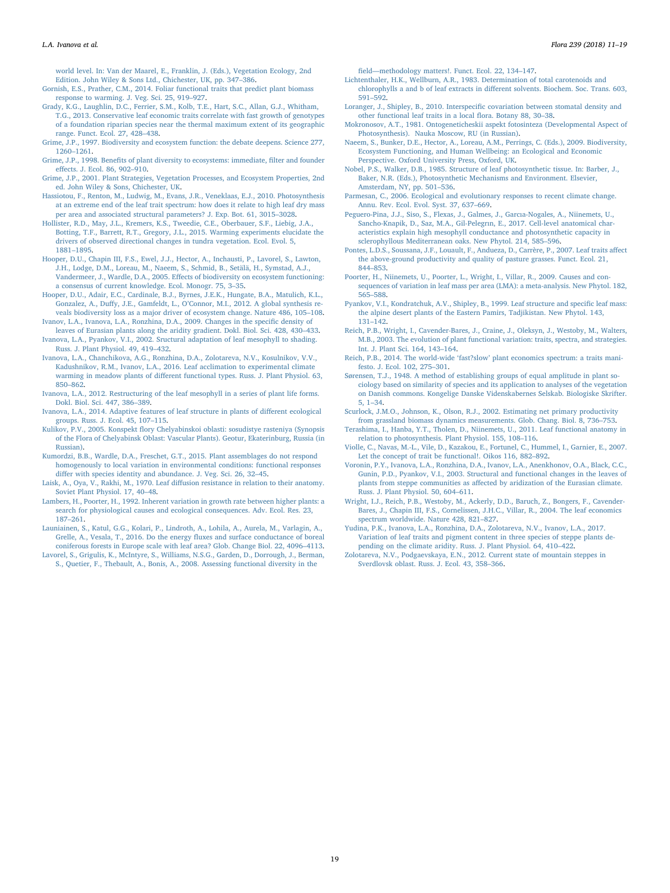world level. In: Van der Maarel, E., Franklin, J. (Eds.), Vegetation Ecology, 2nd Edition. John Wiley & Sons Ltd., Chichester, UK, pp. 347–386.

Gornish, E.S., Prather, C.M., 2014. Foliar functional traits that predict plant biomass response to warming. J. Veg. Sci. 25, 919–927.

Grady, K.G., Laughlin, D.C., Ferrier, S.M., Kolb, T.E., Hart, S.C., Allan, G.J., Whitham, T.G., 2013. Conservative leaf economic traits correlate with fast growth of genotypes of a foundation riparian species near the thermal maximum extent of its geographic range. Funct. Ecol. 27, 428–438.

Grime, J.P., 1997. Biodiversity and ecosystem function: the debate deepens. Science 277, 1260–1261.

Grime, J.P., 1998. Benefits of plant diversity to ecosystems: immediate, filter and founder effects. J. Ecol. 86, 902–910.

Grime, J.P., 2001. Plant Strategies, Vegetation Processes, and Ecosystem Properties, 2nd ed. John Wiley & Sons, Chichester, UK.

Hassiotou, F., Renton, M., Ludwig, M., Evans, J.R., Veneklaas, E.J., 2010. Photosynthesis at an extreme end of the leaf trait spectrum: how does it relate to high leaf dry mass per area and associated structural parameters? J. Exp. Bot. 61, 3015–3028.

Hollister, R.D., May, J.L., Kremers, K.S., Tweedie, C.E., Oberbauer, S.F., Liebig, J.A., Botting, T.F., Barrett, R.T., Gregory, J.L., 2015. Warming experiments elucidate the drivers of observed directional changes in tundra vegetation. Ecol. Evol. 5, 1881–1895.

Hooper, D.U., Chapin III, F.S., Ewel, J.J., Hector, A., Inchausti, P., Lavorel, S., Lawton, J.H., Lodge, D.M., Loreau, M., Naeem, S., Schmid, B., Setälä, H., Symstad, A.J., Vandermeer, J., Wardle, D.A., 2005. Effects of biodiversity on ecosystem functioning: a consensus of current knowledge. Ecol. Monogr. 75, 3–35.

Hooper, D.U., Adair, E.C., Cardinale, B.J., Byrnes, J.E.K., Hungate, B.A., Matulich, K.L., Gonzalez, A., Duffy, J.E., Gamfeldt, L., O'Connor, M.I., 2012. A global synthesis reveals biodiversity loss as a major driver of ecosystem change. Nature 486, 105–108.

Ivanov, L.A., Ivanova, L.A., Ronzhina, D.A., 2009. Changes in the specific density of leaves of Eurasian plants along the aridity gradient. Dokl. Biol. Sci. 428, 430–433.

Ivanova, L.A., Pyankov, V.I., 2002. Sructural adaptation of leaf mesophyll to shading. Russ. J. Plant Physiol. 49, 419–432.

Ivanova, L.A., Chanchikova, A.G., Ronzhina, D.A., Zolotareva, N.V., Kosulnikov, V.V., Kadushnikov, R.M., Ivanov, L.A., 2016. Leaf acclimation to experimental climate warming in meadow plants of different functional types. Russ. J. Plant Physiol. 63, 850–862.

Ivanova, L.A., 2012. Restructuring of the leaf mesophyll in a series of plant life forms. Dokl. Biol. Sci. 447, 386–389.

Ivanova, L.A., 2014. Adaptive features of leaf structure in plants of different ecological groups. Russ. J. Ecol. 45, 107–115.

Kulikov, P.V., 2005. Konspekt flory Chelyabinskoi oblasti: sosudistye rasteniya (Synopsis of the Flora of Chelyabinsk Oblast: Vascular Plants). Geotur, Ekaterinburg, Russia (in Russian).

Kumordzi, B.B., Wardle, D.A., Freschet, G.T., 2015. Plant assemblages do not respond homogenously to local variation in environmental conditions: functional responses differ with species identity and abundance. J. Veg. Sci. 26, 32–45.

Laisk, A., Oya, V., Rakhi, M., 1970. Leaf diffusion resistance in relation to their anatomy. Soviet Plant Physiol. 17, 40–48.

Lambers, H., Poorter, H., 1992. Inherent variation in growth rate between higher plants: a search for physiological causes and ecological consequences. Adv. Ecol. Res. 23, 187–261.

Launiainen, S., Katul, G.G., Kolari, P., Lindroth, A., Lohila, A., Aurela, M., Varlagin, A., Grelle, A., Vesala, T., 2016. Do the energy fluxes and surface conductance of boreal coniferous forests in Europe scale with leaf area? Glob. Change Biol. 22, 4096–4113.

Lavorel, S., Grigulis, K., McIntyre, S., Williams, N.S.G., Garden, D., Dorrough, J., Berman, S., Quetier, F., Thebault, A., Bonis, A., 2008. Assessing functional diversity in the field—methodology matters!. Funct. Ecol. 22, 134–147.

Lichtenthaler, H.K., Wellburn, A.R., 1983. Determination of total carotenoids and chlorophylls a and b of leaf extracts in different solvents. Biochem. Soc. Trans. 603, 591–592.

Loranger, J., Shipley, B., 2010. Interspecific covariation between stomatal density and other functional leaf traits in a local flora. Botany 88, 30–38.

Mokronosov, A.T., 1981. Ontogeneticheskii aspekt fotosinteza (Developmental Aspect of Photosynthesis). Nauka Moscow, RU (in Russian).

Naeem, S., Bunker, D.E., Hector, A., Loreau, A.M., Perrings, C. (Eds.), 2009. Biodiversity, Ecosystem Functioning, and Human Wellbeing: an Ecological and Economic Perspective. Oxford University Press, Oxford, UK.

Nobel, P.S., Walker, D.B., 1985. Structure of leaf photosynthetic tissue. In: Barber, J., Baker, N.R. (Eds.), Photosynthetic Mechanisms and Environment. Elsevier, Amsterdam, NY, pp. 501–536.

Parmesan, C., 2006. Ecological and evolutionary responses to recent climate change. Annu. Rev. Ecol. Evol. Syst. 37, 637–669.

Peguero-Pina, J.J., Siso, S., Flexas, J., Galmes, J., Garcıa-Nogales, A., Niinemets, U., Sancho-Knapik, D., Saz, M.A., Gil-Pelegrın, E., 2017. Cell-level anatomical characteristics explain high mesophyll conductance and photosynthetic capacity in sclerophyllous Mediterranean oaks. New Phytol. 214, 585–596.

Pontes, L.D.S., Soussana, J.F., Louault, F., Andueza, D., Carrère, P., 2007. Leaf traits affect the above-ground productivity and quality of pasture grasses. Funct. Ecol. 21, 844–853.

Poorter, H., Niinemets, U., Poorter, L., Wright, I., Villar, R., 2009. Causes and consequences of variation in leaf mass per area (LMA): a meta-analysis. New Phytol. 182, 565–588.

Pyankov, V.I., Kondratchuk, A.V., Shipley, B., 1999. Leaf structure and specific leaf mass: the alpine desert plants of the Eastern Pamirs, Tadjikistan. New Phytol. 143, 131–142.

Reich, P.B., Wright, I., Cavender-Bares, J., Craine, J., Oleksyn, J., Westoby, M., Walters, M.B., 2003. The evolution of plant functional variation: traits, spectra, and strategies. Int. J. Plant Sci. 164, 143–164.

Reich, P.B., 2014. The world-wide 'fast?slow' plant economics spectrum: a traits manifesto. J. Ecol. 102, 275–301.

Sørensen, T.J., 1948. A method of establishing groups of equal amplitude in plant sociology based on similarity of species and its application to analyses of the vegetation on Danish commons. Kongelige Danske Videnskabernes Selskab. Biologiske Skrifter. 5, 1–34.

Scurlock, J.M.O., Johnson, K., Olson, R.J., 2002. Estimating net primary productivity from grassland biomass dynamics measurements. Glob. Chang. Biol. 8, 736–753.

Terashima, I., Hanba, Y.T., Tholen, D., Niinemets, U., 2011. Leaf functional anatomy in relation to photosynthesis. Plant Physiol. 155, 108–116.

Violle, C., Navas, M.-L., Vile, D., Kazakou, E., Fortunel, C., Hummel, I., Garnier, E., 2007. Let the concept of trait be functional!. Oikos 116, 882–892.

Voronin, P.Y., Ivanova, L.A., Ronzhina, D.A., Ivanov, L.A., Anenkhonov, O.A., Black, C.C., Gunin, P.D., Pyankov, V.I., 2003. Structural and functional changes in the leaves of plants from steppe communities as affected by aridization of the Eurasian climate. Russ. J. Plant Physiol. 50, 604–611.

Wright, I.J., Reich, P.B., Westoby, M., Ackerly, D.D., Baruch, Z., Bongers, F., Cavender-Bares, J., Chapin III, F.S., Cornelissen, J.H.C., Villar, R., 2004. The leaf economics spectrum worldwide. Nature 428, 821–827.

Yudina, P.K., Ivanova, L.A., Ronzhina, D.A., Zolotareva, N.V., Ivanov, L.A., 2017. Variation of leaf traits and pigment content in three species of steppe plants depending on the climate aridity. Russ. J. Plant Physiol. 64, 410–422.

Zolotareva, N.V., Podgaevskaya, E.N., 2012. Current state of mountain steppes in Sverdlovsk oblast. Russ. J. Ecol. 43, 358–366.